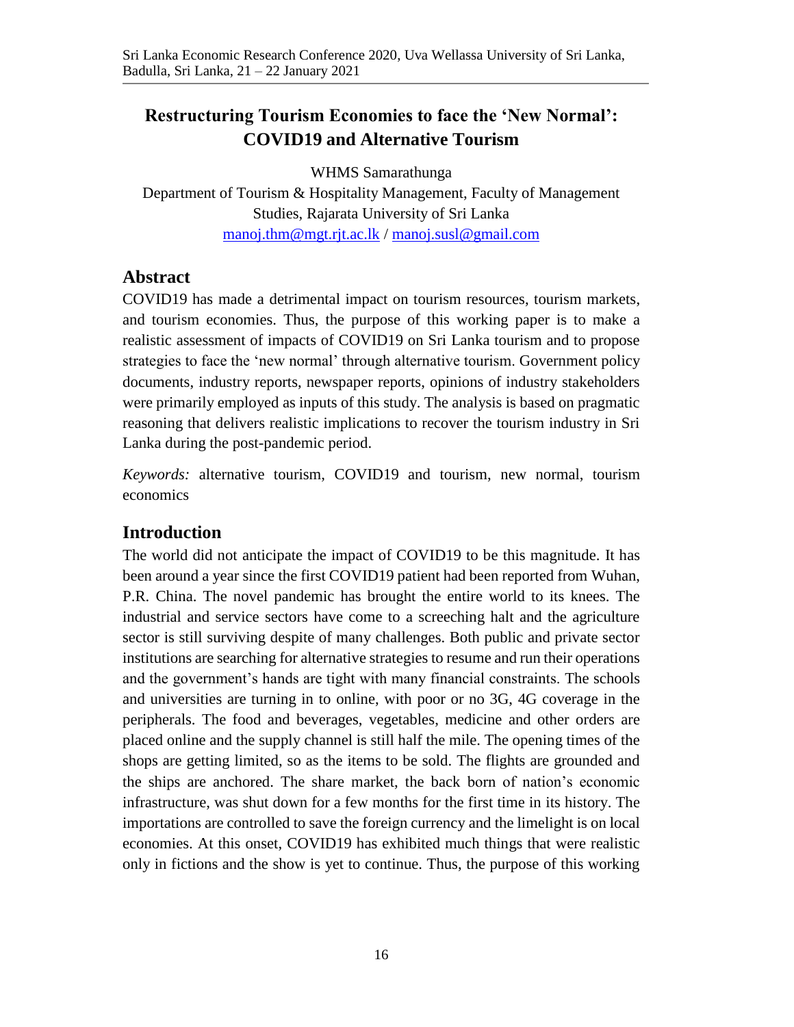# Restructuring Tourism Economies to face the 'New Normal': COVID19 and Alternative Tourism

WHMS Samarathunga

Department of Tourism & Hospitality Management, Faculty of Management Studies, Rajarata University of Sri Lanka

manoj.thm@mgt.rjt.ac.lk / manoj.susl@gmail.com

## Abstract

COVID19 has made a detrimental impact on tourism resources, tourism markets, and tourism economies. Thus, the purpose of this working paper is to make a realistic assessment of impacts of COVID19 on Sri Lanka tourism and to propose strategies to face the 'new normal' through alternative tourism. Government policy documents, industry reports, newspaper reports, opinions of industry stakeholders were primarily employed as inputs of this study. The analysis is based on pragmatic reasoning that delivers realistic implications to recover the tourism industry in Sri Lanka during the post-pandemic period.

*Keywords:* alternative tourism, COVID19 and tourism, new normal, tourism economics

## Introduction

The world did not anticipate the impact of COVID19 to be this magnitude. It has been around a year since the first COVID19 patient had been reported from Wuhan, P.R. China. The novel pandemic has brought the entire world to its knees. The industrial and service sectors have come to a screeching halt and the agriculture sector is still surviving despite of many challenges. Both public and private sector institutions are searching for alternative strategies to resume and run their operations and the government's hands are tight with many financial constraints. The schools and universities are turning in to online, with poor or no 3G, 4G coverage in the peripherals. The food and beverages, vegetables, medicine and other orders are placed online and the supply channel is still half the mile. The opening times of the shops are getting limited, so as the items to be sold. The flights are grounded and the ships are anchored. The share market, the back born of nation's economic infrastructure, was shut down for a few months for the first time in its history. The importations are controlled to save the foreign currency and the limelight is on local economies. At this onset, COVID19 has exhibited much things that were realistic only in fictions and the show is yet to continue. Thus, the purpose of this working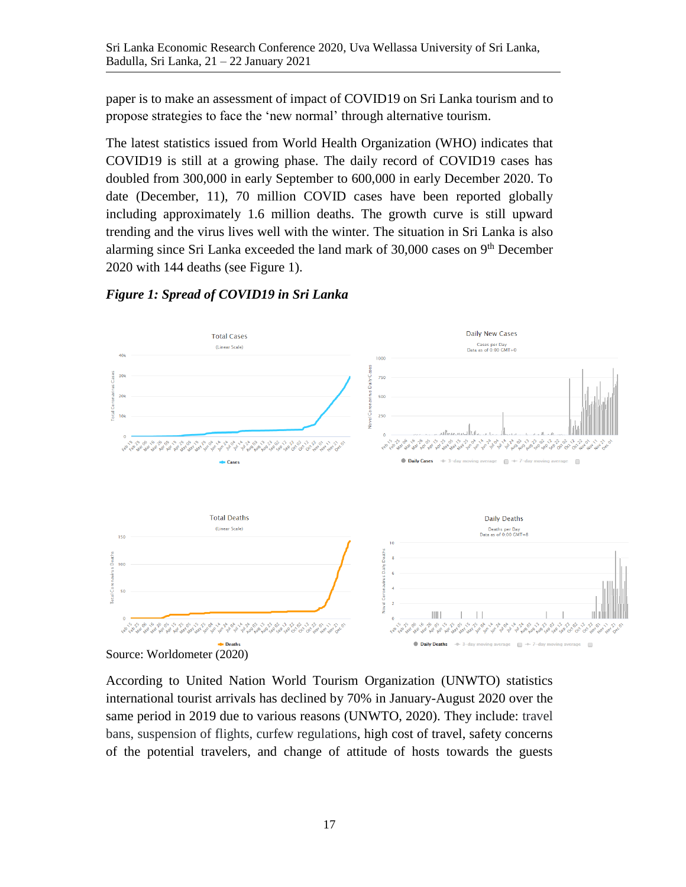paper is to make an assessment of impact of COVID19 on Sri Lanka tourism and to propose strategies to face the 'new normal' through alternative tourism.

The latest statistics issued from World Health Organization (WHO) indicates that COVID19 is still at a growing phase. The daily record of COVID19 cases has doubled from 300,000 in early September to 600,000 in early December 2020. To date (December, 11), 70 million COVID cases have been reported globally including approximately 1.6 million deaths. The growth curve is still upward trending and the virus lives well with the winter. The situation in Sri Lanka is also alarming since Sri Lanka exceeded the land mark of 30,000 cases on 9th December 2020 with 144 deaths (see Figure 1).

***Figure 1: Spread of COVID19 in Sri Lanka***

Source: Worldometer (2020)

According to United Nation World Tourism Organization (UNWTO) statistics international tourist arrivals has declined by 70% in January-August 2020 over the same period in 2019 due to various reasons (UNWTO, 2020). They include: travel bans, suspension of flights, curfew regulations, high cost of travel, safety concerns of the potential travelers, and change of attitude of hosts towards the guests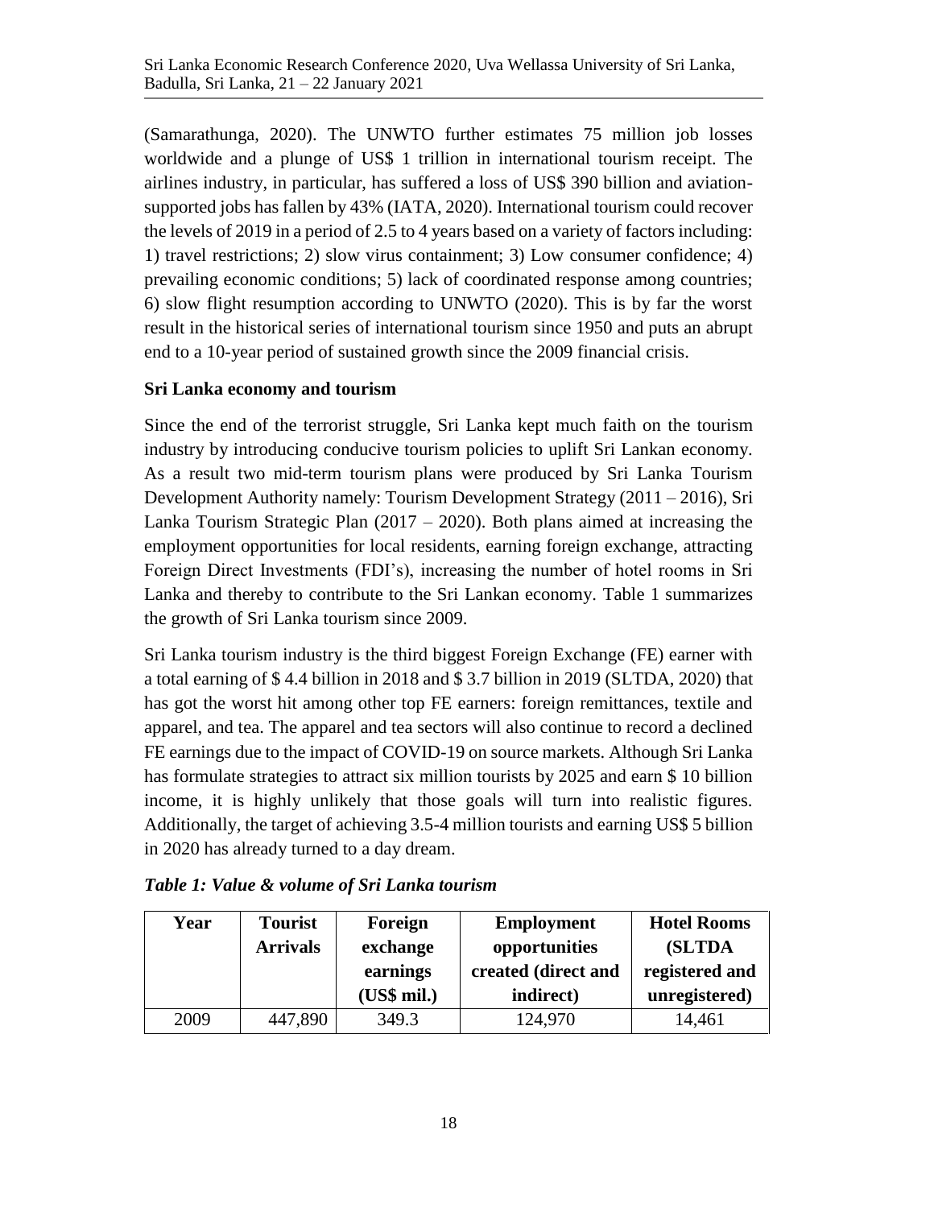(Samarathunga, 2020). The UNWTO further estimates 75 million job losses worldwide and a plunge of US$ 1 trillion in international tourism receipt. The airlines industry, in particular, has suffered a loss of US$ 390 billion and aviation-supported jobs has fallen by 43% (IATA, 2020). International tourism could recover the levels of 2019 in a period of 2.5 to 4 years based on a variety of factors including: 1) travel restrictions; 2) slow virus containment; 3) Low consumer confidence; 4) prevailing economic conditions; 5) lack of coordinated response among countries; 6) slow flight resumption according to UNWTO (2020). This is by far the worst result in the historical series of international tourism since 1950 and puts an abrupt end to a 10-year period of sustained growth since the 2009 financial crisis.

**Sri Lanka economy and tourism**

Since the end of the terrorist struggle, Sri Lanka kept much faith on the tourism industry by introducing conducive tourism policies to uplift Sri Lankan economy. As a result two mid-term tourism plans were produced by Sri Lanka Tourism Development Authority namely: Tourism Development Strategy (2011 – 2016), Sri Lanka Tourism Strategic Plan (2017 – 2020). Both plans aimed at increasing the employment opportunities for local residents, earning foreign exchange, attracting Foreign Direct Investments (FDI's), increasing the number of hotel rooms in Sri Lanka and thereby to contribute to the Sri Lankan economy. Table 1 summarizes the growth of Sri Lanka tourism since 2009.

Sri Lanka tourism industry is the third biggest Foreign Exchange (FE) earner with a total earning of $ 4.4 billion in 2018 and $ 3.7 billion in 2019 (SLTDA, 2020) that has got the worst hit among other top FE earners: foreign remittances, textile and apparel, and tea. The apparel and tea sectors will also continue to record a declined FE earnings due to the impact of COVID-19 on source markets. Although Sri Lanka has formulate strategies to attract six million tourists by 2025 and earn $ 10 billion income, it is highly unlikely that those goals will turn into realistic figures. Additionally, the target of achieving 3.5-4 million tourists and earning US$ 5 billion in 2020 has already turned to a day dream.

***Table 1: Value & volume of Sri Lanka tourism***

| Year | Tourist Arrivals | Foreign exchange earnings (US$ mil.) | Employment opportunities created (direct and indirect) | Hotel Rooms (SLTDA registered and unregistered) |
|---|---|---|---|---|
| 2009 | 447,890 | 349.3 | 124,970 | 14,461 |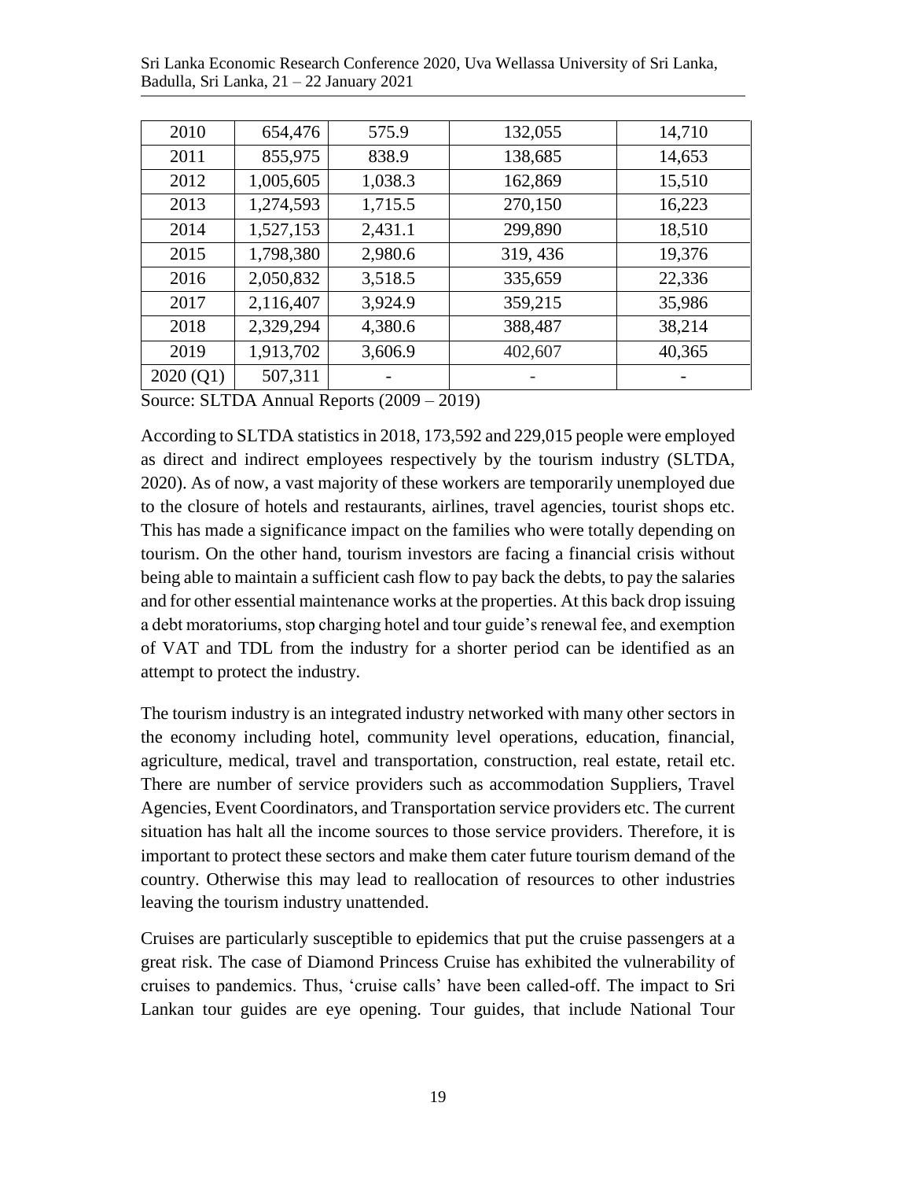| | | | | |
|---|---|---|---|---|
| 2010 | 654,476 | 575.9 | 132,055 | 14,710 |
| 2011 | 855,975 | 838.9 | 138,685 | 14,653 |
| 2012 | 1,005,605 | 1,038.3 | 162,869 | 15,510 |
| 2013 | 1,274,593 | 1,715.5 | 270,150 | 16,223 |
| 2014 | 1,527,153 | 2,431.1 | 299,890 | 18,510 |
| 2015 | 1,798,380 | 2,980.6 | 319, 436 | 19,376 |
| 2016 | 2,050,832 | 3,518.5 | 335,659 | 22,336 |
| 2017 | 2,116,407 | 3,924.9 | 359,215 | 35,986 |
| 2018 | 2,329,294 | 4,380.6 | 388,487 | 38,214 |
| 2019 | 1,913,702 | 3,606.9 | 402,607 | 40,365 |
| 2020 (Q1) | 507,311 | - | - | - |

Source: SLTDA Annual Reports (2009 – 2019)

According to SLTDA statistics in 2018, 173,592 and 229,015 people were employed as direct and indirect employees respectively by the tourism industry (SLTDA, 2020). As of now, a vast majority of these workers are temporarily unemployed due to the closure of hotels and restaurants, airlines, travel agencies, tourist shops etc. This has made a significance impact on the families who were totally depending on tourism. On the other hand, tourism investors are facing a financial crisis without being able to maintain a sufficient cash flow to pay back the debts, to pay the salaries and for other essential maintenance works at the properties. At this back drop issuing a debt moratoriums, stop charging hotel and tour guide's renewal fee, and exemption of VAT and TDL from the industry for a shorter period can be identified as an attempt to protect the industry.

The tourism industry is an integrated industry networked with many other sectors in the economy including hotel, community level operations, education, financial, agriculture, medical, travel and transportation, construction, real estate, retail etc. There are number of service providers such as accommodation Suppliers, Travel Agencies, Event Coordinators, and Transportation service providers etc. The current situation has halt all the income sources to those service providers. Therefore, it is important to protect these sectors and make them cater future tourism demand of the country. Otherwise this may lead to reallocation of resources to other industries leaving the tourism industry unattended.

Cruises are particularly susceptible to epidemics that put the cruise passengers at a great risk. The case of Diamond Princess Cruise has exhibited the vulnerability of cruises to pandemics. Thus, 'cruise calls' have been called-off. The impact to Sri Lankan tour guides are eye opening. Tour guides, that include National Tour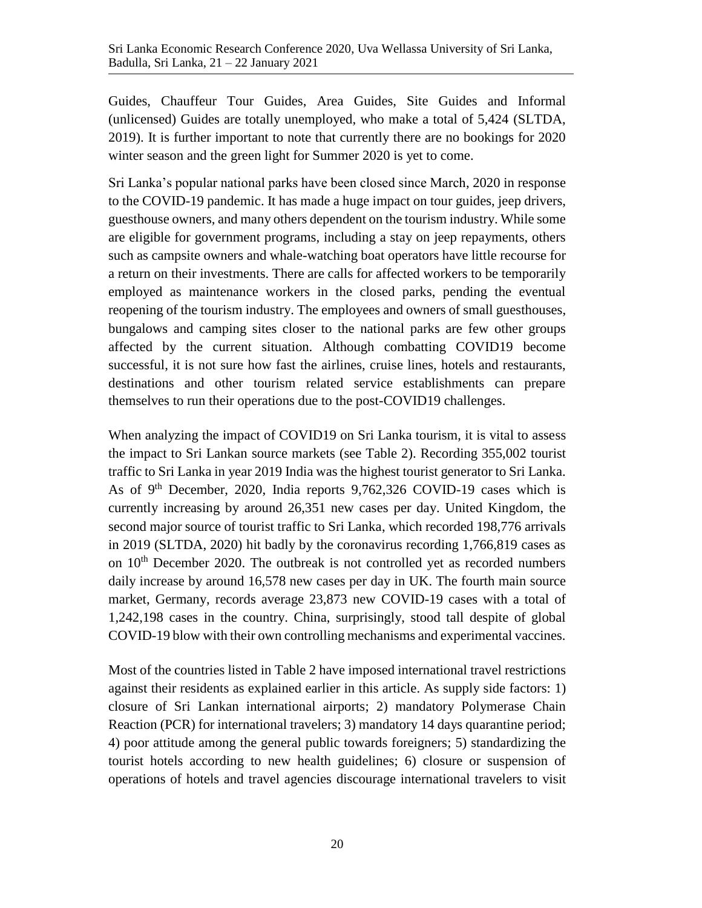Guides, Chauffeur Tour Guides, Area Guides, Site Guides and Informal (unlicensed) Guides are totally unemployed, who make a total of 5,424 (SLTDA, 2019). It is further important to note that currently there are no bookings for 2020 winter season and the green light for Summer 2020 is yet to come.

Sri Lanka's popular national parks have been closed since March, 2020 in response to the COVID-19 pandemic. It has made a huge impact on tour guides, jeep drivers, guesthouse owners, and many others dependent on the tourism industry. While some are eligible for government programs, including a stay on jeep repayments, others such as campsite owners and whale-watching boat operators have little recourse for a return on their investments. There are calls for affected workers to be temporarily employed as maintenance workers in the closed parks, pending the eventual reopening of the tourism industry. The employees and owners of small guesthouses, bungalows and camping sites closer to the national parks are few other groups affected by the current situation. Although combatting COVID19 become successful, it is not sure how fast the airlines, cruise lines, hotels and restaurants, destinations and other tourism related service establishments can prepare themselves to run their operations due to the post-COVID19 challenges.

When analyzing the impact of COVID19 on Sri Lanka tourism, it is vital to assess the impact to Sri Lankan source markets (see Table 2). Recording 355,002 tourist traffic to Sri Lanka in year 2019 India was the highest tourist generator to Sri Lanka. As of 9th December, 2020, India reports 9,762,326 COVID-19 cases which is currently increasing by around 26,351 new cases per day. United Kingdom, the second major source of tourist traffic to Sri Lanka, which recorded 198,776 arrivals in 2019 (SLTDA, 2020) hit badly by the coronavirus recording 1,766,819 cases as on 10th December 2020. The outbreak is not controlled yet as recorded numbers daily increase by around 16,578 new cases per day in UK. The fourth main source market, Germany, records average 23,873 new COVID-19 cases with a total of 1,242,198 cases in the country. China, surprisingly, stood tall despite of global COVID-19 blow with their own controlling mechanisms and experimental vaccines.

Most of the countries listed in Table 2 have imposed international travel restrictions against their residents as explained earlier in this article. As supply side factors: 1) closure of Sri Lankan international airports; 2) mandatory Polymerase Chain Reaction (PCR) for international travelers; 3) mandatory 14 days quarantine period; 4) poor attitude among the general public towards foreigners; 5) standardizing the tourist hotels according to new health guidelines; 6) closure or suspension of operations of hotels and travel agencies discourage international travelers to visit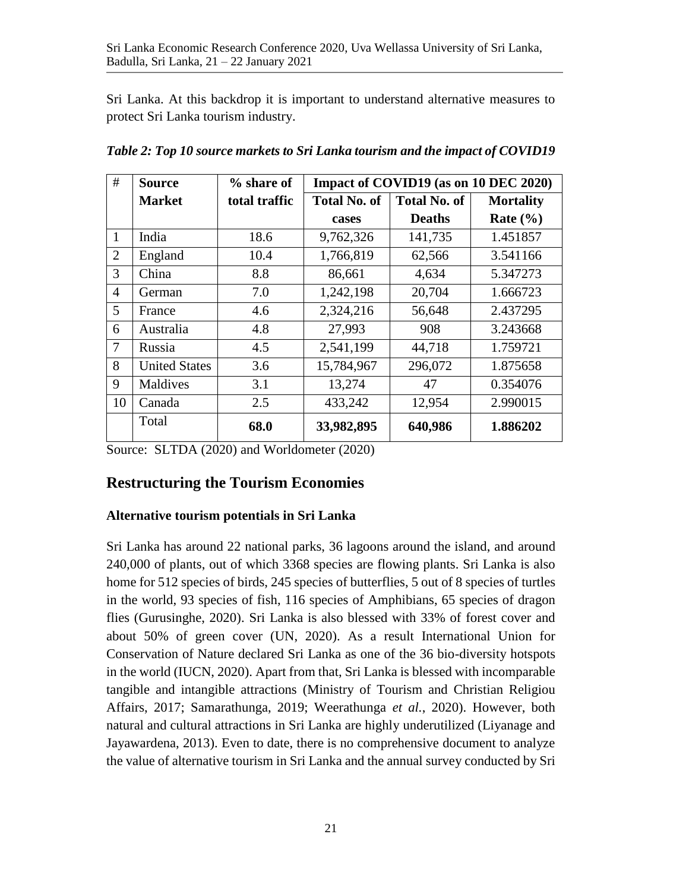Sri Lanka. At this backdrop it is important to understand alternative measures to protect Sri Lanka tourism industry.

***Table 2: Top 10 source markets to Sri Lanka tourism and the impact of COVID19***

| # | Source Market | % share of total traffic | Impact of COVID19 (as on 10 DEC 2020) | | |
|---|---|---|---|---|---|
| | | | Total No. of cases | Total No. of Deaths | Mortality Rate (%) |
| 1 | India | 18.6 | 9,762,326 | 141,735 | 1.451857 |
| 2 | England | 10.4 | 1,766,819 | 62,566 | 3.541166 |
| 3 | China | 8.8 | 86,661 | 4,634 | 5.347273 |
| 4 | German | 7.0 | 1,242,198 | 20,704 | 1.666723 |
| 5 | France | 4.6 | 2,324,216 | 56,648 | 2.437295 |
| 6 | Australia | 4.8 | 27,993 | 908 | 3.243668 |
| 7 | Russia | 4.5 | 2,541,199 | 44,718 | 1.759721 |
| 8 | United States | 3.6 | 15,784,967 | 296,072 | 1.875658 |
| 9 | Maldives | 3.1 | 13,274 | 47 | 0.354076 |
| 10 | Canada | 2.5 | 433,242 | 12,954 | 2.990015 |
| | Total | **68.0** | **33,982,895** | **640,986** | **1.886202** |

Source: SLTDA (2020) and Worldometer (2020)

## Restructuring the Tourism Economies

### Alternative tourism potentials in Sri Lanka

Sri Lanka has around 22 national parks, 36 lagoons around the island, and around 240,000 of plants, out of which 3368 species are flowing plants. Sri Lanka is also home for 512 species of birds, 245 species of butterflies, 5 out of 8 species of turtles in the world, 93 species of fish, 116 species of Amphibians, 65 species of dragon flies (Gurusinghe, 2020). Sri Lanka is also blessed with 33% of forest cover and about 50% of green cover (UN, 2020). As a result International Union for Conservation of Nature declared Sri Lanka as one of the 36 bio-diversity hotspots in the world (IUCN, 2020). Apart from that, Sri Lanka is blessed with incomparable tangible and intangible attractions (Ministry of Tourism and Christian Religiou Affairs, 2017; Samarathunga, 2019; Weerathunga *et al.*, 2020). However, both natural and cultural attractions in Sri Lanka are highly underutilized (Liyanage and Jayawardena, 2013). Even to date, there is no comprehensive document to analyze the value of alternative tourism in Sri Lanka and the annual survey conducted by Sri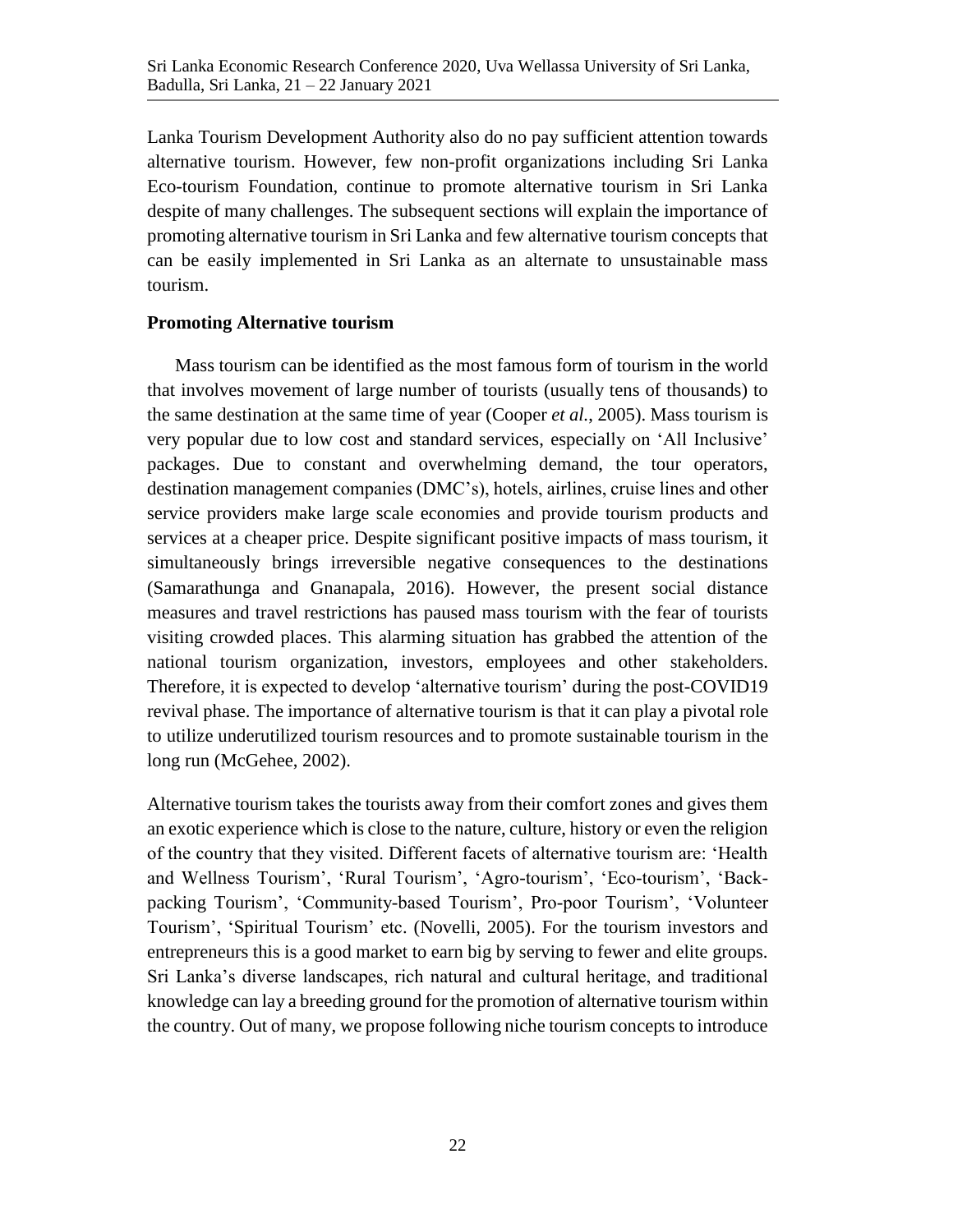Lanka Tourism Development Authority also do no pay sufficient attention towards alternative tourism. However, few non-profit organizations including Sri Lanka Eco-tourism Foundation, continue to promote alternative tourism in Sri Lanka despite of many challenges. The subsequent sections will explain the importance of promoting alternative tourism in Sri Lanka and few alternative tourism concepts that can be easily implemented in Sri Lanka as an alternate to unsustainable mass tourism.

**Promoting Alternative tourism**

Mass tourism can be identified as the most famous form of tourism in the world that involves movement of large number of tourists (usually tens of thousands) to the same destination at the same time of year (Cooper *et al.*, 2005). Mass tourism is very popular due to low cost and standard services, especially on 'All Inclusive' packages. Due to constant and overwhelming demand, the tour operators, destination management companies (DMC's), hotels, airlines, cruise lines and other service providers make large scale economies and provide tourism products and services at a cheaper price. Despite significant positive impacts of mass tourism, it simultaneously brings irreversible negative consequences to the destinations (Samarathunga and Gnanapala, 2016). However, the present social distance measures and travel restrictions has paused mass tourism with the fear of tourists visiting crowded places. This alarming situation has grabbed the attention of the national tourism organization, investors, employees and other stakeholders. Therefore, it is expected to develop 'alternative tourism' during the post-COVID19 revival phase. The importance of alternative tourism is that it can play a pivotal role to utilize underutilized tourism resources and to promote sustainable tourism in the long run (McGehee, 2002).

Alternative tourism takes the tourists away from their comfort zones and gives them an exotic experience which is close to the nature, culture, history or even the religion of the country that they visited. Different facets of alternative tourism are: 'Health and Wellness Tourism', 'Rural Tourism', 'Agro-tourism', 'Eco-tourism', 'Back-packing Tourism', 'Community-based Tourism', Pro-poor Tourism', 'Volunteer Tourism', 'Spiritual Tourism' etc. (Novelli, 2005). For the tourism investors and entrepreneurs this is a good market to earn big by serving to fewer and elite groups. Sri Lanka's diverse landscapes, rich natural and cultural heritage, and traditional knowledge can lay a breeding ground for the promotion of alternative tourism within the country. Out of many, we propose following niche tourism concepts to introduce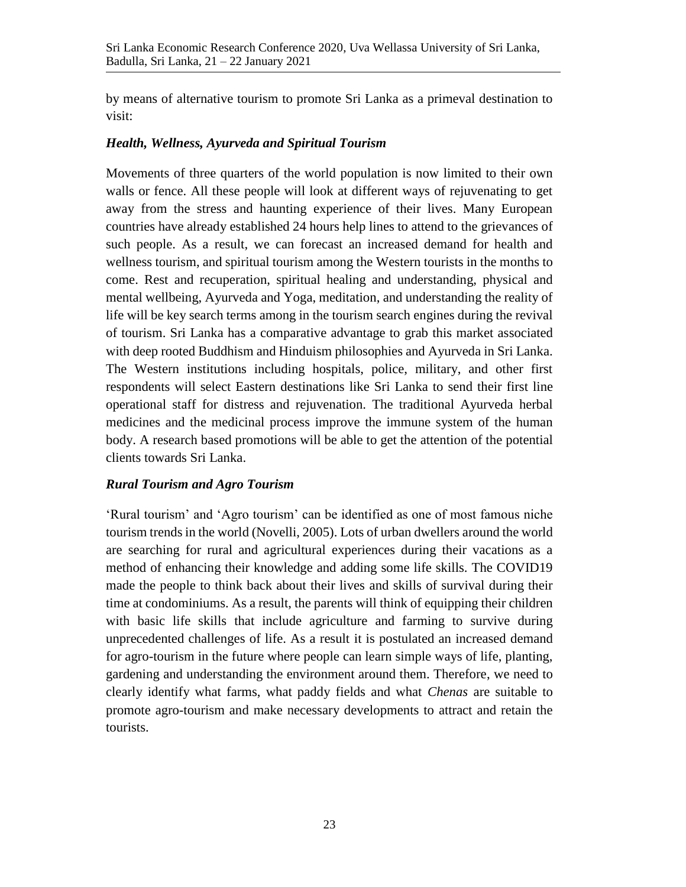by means of alternative tourism to promote Sri Lanka as a primeval destination to visit:

### *Health, Wellness, Ayurveda and Spiritual Tourism*

Movements of three quarters of the world population is now limited to their own walls or fence. All these people will look at different ways of rejuvenating to get away from the stress and haunting experience of their lives. Many European countries have already established 24 hours help lines to attend to the grievances of such people. As a result, we can forecast an increased demand for health and wellness tourism, and spiritual tourism among the Western tourists in the months to come. Rest and recuperation, spiritual healing and understanding, physical and mental wellbeing, Ayurveda and Yoga, meditation, and understanding the reality of life will be key search terms among in the tourism search engines during the revival of tourism. Sri Lanka has a comparative advantage to grab this market associated with deep rooted Buddhism and Hinduism philosophies and Ayurveda in Sri Lanka. The Western institutions including hospitals, police, military, and other first respondents will select Eastern destinations like Sri Lanka to send their first line operational staff for distress and rejuvenation. The traditional Ayurveda herbal medicines and the medicinal process improve the immune system of the human body. A research based promotions will be able to get the attention of the potential clients towards Sri Lanka.

### *Rural Tourism and Agro Tourism*

'Rural tourism' and 'Agro tourism' can be identified as one of most famous niche tourism trends in the world (Novelli, 2005). Lots of urban dwellers around the world are searching for rural and agricultural experiences during their vacations as a method of enhancing their knowledge and adding some life skills. The COVID19 made the people to think back about their lives and skills of survival during their time at condominiums. As a result, the parents will think of equipping their children with basic life skills that include agriculture and farming to survive during unprecedented challenges of life. As a result it is postulated an increased demand for agro-tourism in the future where people can learn simple ways of life, planting, gardening and understanding the environment around them. Therefore, we need to clearly identify what farms, what paddy fields and what *Chenas* are suitable to promote agro-tourism and make necessary developments to attract and retain the tourists.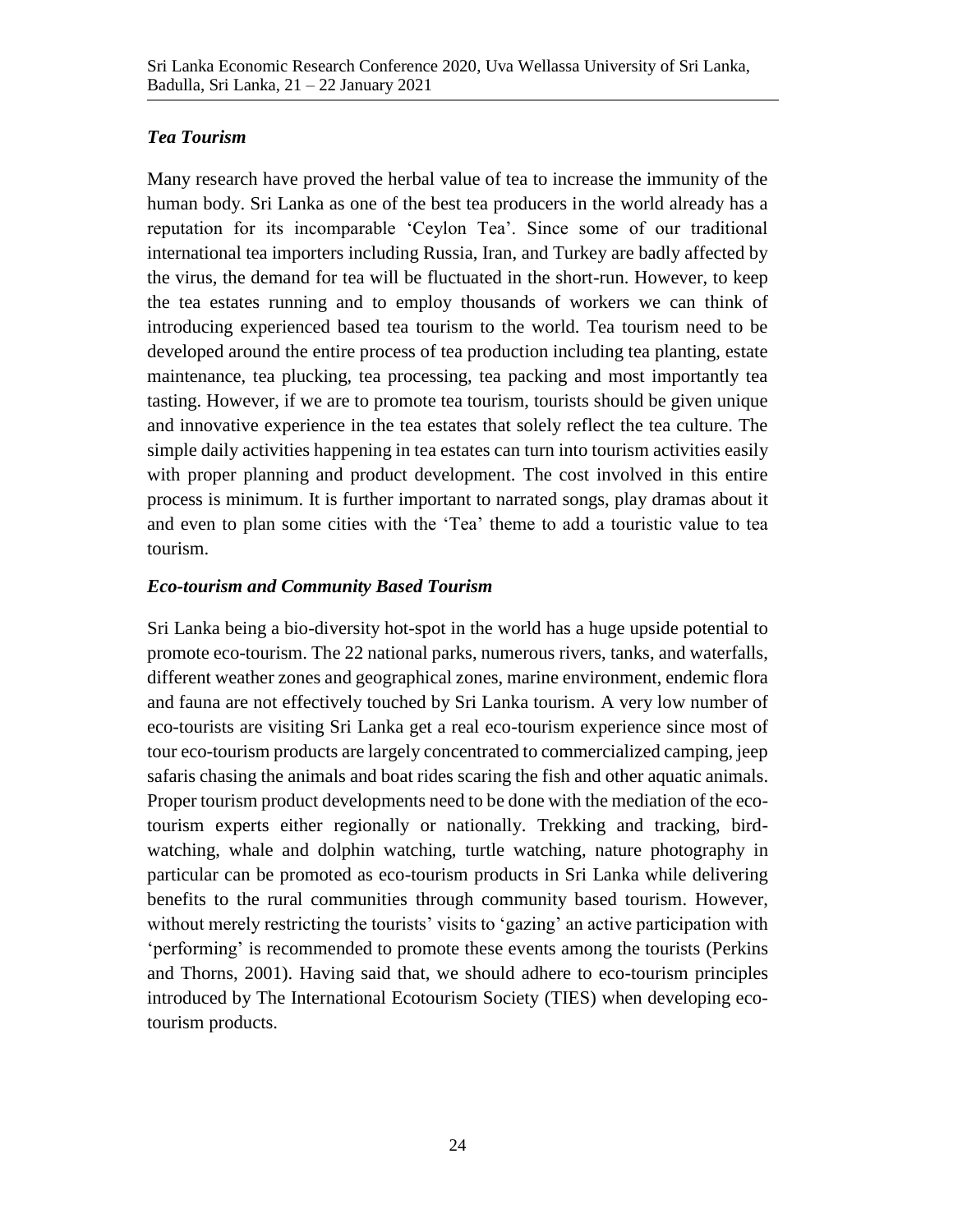### *Tea Tourism*

Many research have proved the herbal value of tea to increase the immunity of the human body. Sri Lanka as one of the best tea producers in the world already has a reputation for its incomparable 'Ceylon Tea'. Since some of our traditional international tea importers including Russia, Iran, and Turkey are badly affected by the virus, the demand for tea will be fluctuated in the short-run. However, to keep the tea estates running and to employ thousands of workers we can think of introducing experienced based tea tourism to the world. Tea tourism need to be developed around the entire process of tea production including tea planting, estate maintenance, tea plucking, tea processing, tea packing and most importantly tea tasting. However, if we are to promote tea tourism, tourists should be given unique and innovative experience in the tea estates that solely reflect the tea culture. The simple daily activities happening in tea estates can turn into tourism activities easily with proper planning and product development. The cost involved in this entire process is minimum. It is further important to narrated songs, play dramas about it and even to plan some cities with the 'Tea' theme to add a touristic value to tea tourism.

### *Eco-tourism and Community Based Tourism*

Sri Lanka being a bio-diversity hot-spot in the world has a huge upside potential to promote eco-tourism. The 22 national parks, numerous rivers, tanks, and waterfalls, different weather zones and geographical zones, marine environment, endemic flora and fauna are not effectively touched by Sri Lanka tourism. A very low number of eco-tourists are visiting Sri Lanka get a real eco-tourism experience since most of tour eco-tourism products are largely concentrated to commercialized camping, jeep safaris chasing the animals and boat rides scaring the fish and other aquatic animals. Proper tourism product developments need to be done with the mediation of the eco-tourism experts either regionally or nationally. Trekking and tracking, bird-watching, whale and dolphin watching, turtle watching, nature photography in particular can be promoted as eco-tourism products in Sri Lanka while delivering benefits to the rural communities through community based tourism. However, without merely restricting the tourists' visits to 'gazing' an active participation with 'performing' is recommended to promote these events among the tourists (Perkins and Thorns, 2001). Having said that, we should adhere to eco-tourism principles introduced by The International Ecotourism Society (TIES) when developing eco-tourism products.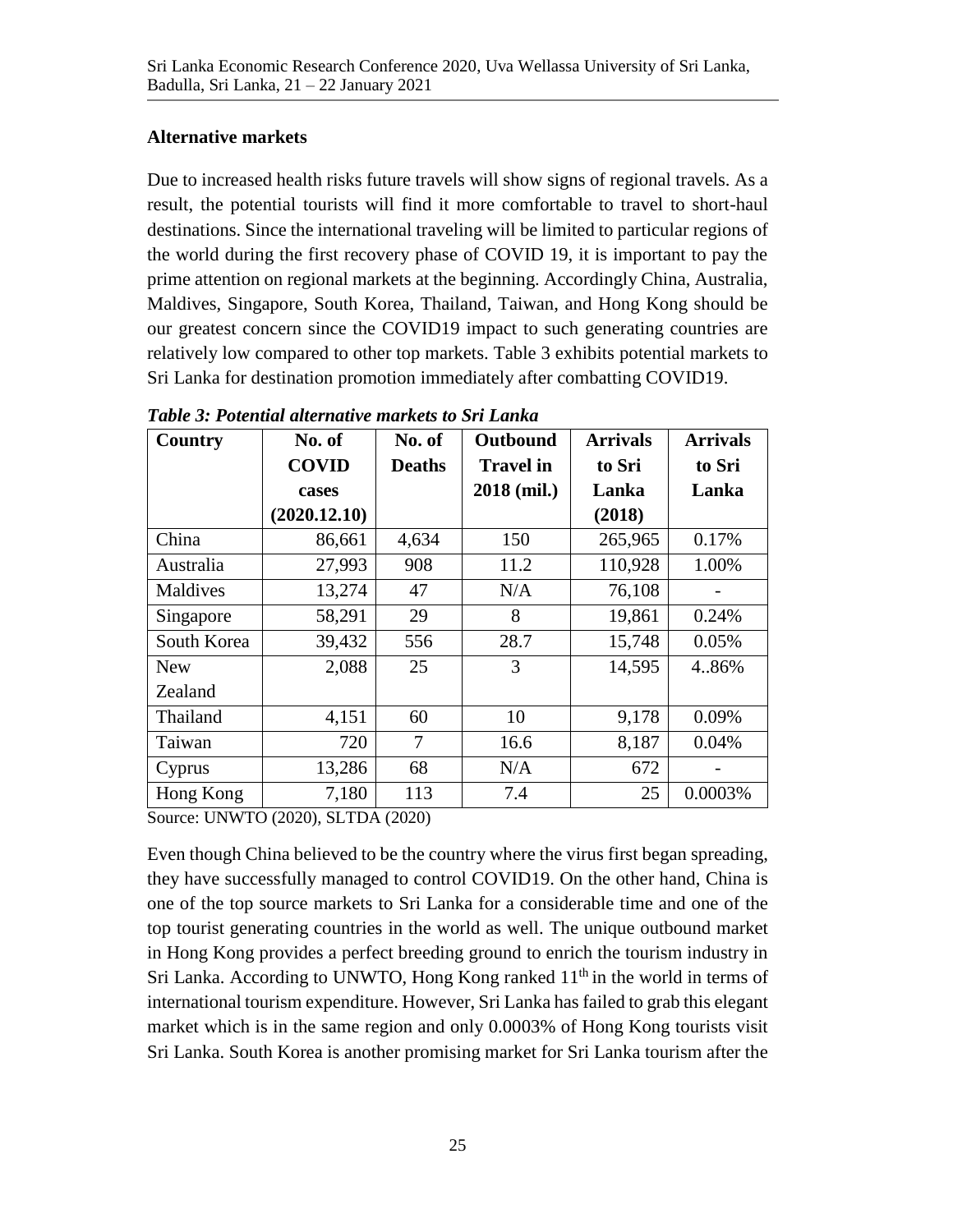## Alternative markets

Due to increased health risks future travels will show signs of regional travels. As a result, the potential tourists will find it more comfortable to travel to short-haul destinations. Since the international traveling will be limited to particular regions of the world during the first recovery phase of COVID 19, it is important to pay the prime attention on regional markets at the beginning. Accordingly China, Australia, Maldives, Singapore, South Korea, Thailand, Taiwan, and Hong Kong should be our greatest concern since the COVID19 impact to such generating countries are relatively low compared to other top markets. Table 3 exhibits potential markets to Sri Lanka for destination promotion immediately after combatting COVID19.

***Table 3: Potential alternative markets to Sri Lanka***

| Country | No. of COVID cases (2020.12.10) | No. of Deaths | Outbound Travel in 2018 (mil.) | Arrivals to Sri Lanka (2018) | Arrivals to Sri Lanka |
|---|---|---|---|---|---|
| China | 86,661 | 4,634 | 150 | 265,965 | 0.17% |
| Australia | 27,993 | 908 | 11.2 | 110,928 | 1.00% |
| Maldives | 13,274 | 47 | N/A | 76,108 | - |
| Singapore | 58,291 | 29 | 8 | 19,861 | 0.24% |
| South Korea | 39,432 | 556 | 28.7 | 15,748 | 0.05% |
| New Zealand | 2,088 | 25 | 3 | 14,595 | 4..86% |
| Thailand | 4,151 | 60 | 10 | 9,178 | 0.09% |
| Taiwan | 720 | 7 | 16.6 | 8,187 | 0.04% |
| Cyprus | 13,286 | 68 | N/A | 672 | - |
| Hong Kong | 7,180 | 113 | 7.4 | 25 | 0.0003% |

Source: UNWTO (2020), SLTDA (2020)

Even though China believed to be the country where the virus first began spreading, they have successfully managed to control COVID19. On the other hand, China is one of the top source markets to Sri Lanka for a considerable time and one of the top tourist generating countries in the world as well. The unique outbound market in Hong Kong provides a perfect breeding ground to enrich the tourism industry in Sri Lanka. According to UNWTO, Hong Kong ranked 11th in the world in terms of international tourism expenditure. However, Sri Lanka has failed to grab this elegant market which is in the same region and only 0.0003% of Hong Kong tourists visit Sri Lanka. South Korea is another promising market for Sri Lanka tourism after the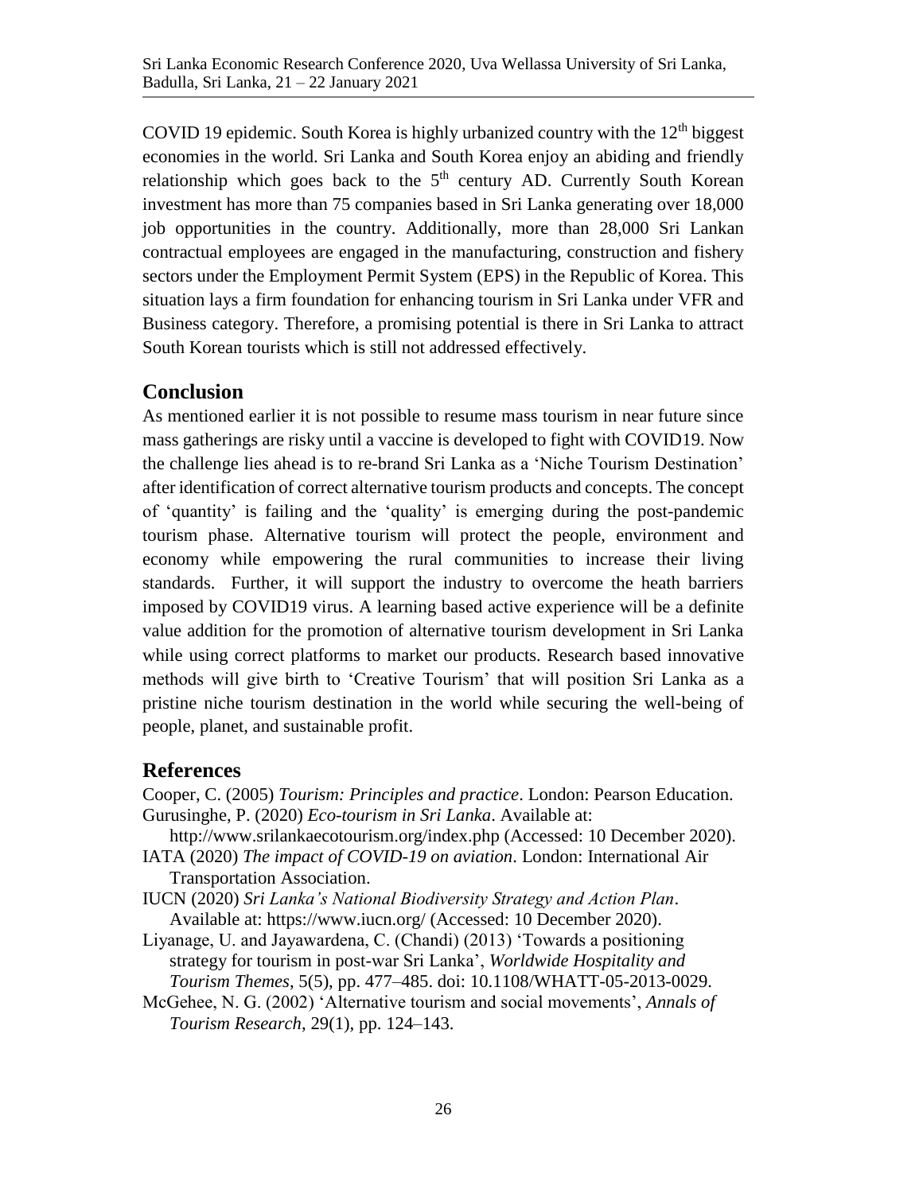COVID 19 epidemic. South Korea is highly urbanized country with the 12th biggest economies in the world. Sri Lanka and South Korea enjoy an abiding and friendly relationship which goes back to the 5th century AD. Currently South Korean investment has more than 75 companies based in Sri Lanka generating over 18,000 job opportunities in the country. Additionally, more than 28,000 Sri Lankan contractual employees are engaged in the manufacturing, construction and fishery sectors under the Employment Permit System (EPS) in the Republic of Korea. This situation lays a firm foundation for enhancing tourism in Sri Lanka under VFR and Business category. Therefore, a promising potential is there in Sri Lanka to attract South Korean tourists which is still not addressed effectively.

## Conclusion

As mentioned earlier it is not possible to resume mass tourism in near future since mass gatherings are risky until a vaccine is developed to fight with COVID19. Now the challenge lies ahead is to re-brand Sri Lanka as a 'Niche Tourism Destination' after identification of correct alternative tourism products and concepts. The concept of 'quantity' is failing and the 'quality' is emerging during the post-pandemic tourism phase. Alternative tourism will protect the people, environment and economy while empowering the rural communities to increase their living standards. Further, it will support the industry to overcome the heath barriers imposed by COVID19 virus. A learning based active experience will be a definite value addition for the promotion of alternative tourism development in Sri Lanka while using correct platforms to market our products. Research based innovative methods will give birth to 'Creative Tourism' that will position Sri Lanka as a pristine niche tourism destination in the world while securing the well-being of people, planet, and sustainable profit.

## References

Cooper, C. (2005) *Tourism: Principles and practice*. London: Pearson Education.

Gurusinghe, P. (2020) *Eco-tourism in Sri Lanka*. Available at: http://www.srilankaecotourism.org/index.php (Accessed: 10 December 2020).

IATA (2020) *The impact of COVID-19 on aviation*. London: International Air Transportation Association.

IUCN (2020) *Sri Lanka's National Biodiversity Strategy and Action Plan*. Available at: https://www.iucn.org/ (Accessed: 10 December 2020).

Liyanage, U. and Jayawardena, C. (Chandi) (2013) 'Towards a positioning strategy for tourism in post-war Sri Lanka', *Worldwide Hospitality and Tourism Themes*, 5(5), pp. 477–485. doi: 10.1108/WHATT-05-2013-0029.

McGehee, N. G. (2002) 'Alternative tourism and social movements', *Annals of Tourism Research*, 29(1), pp. 124–143.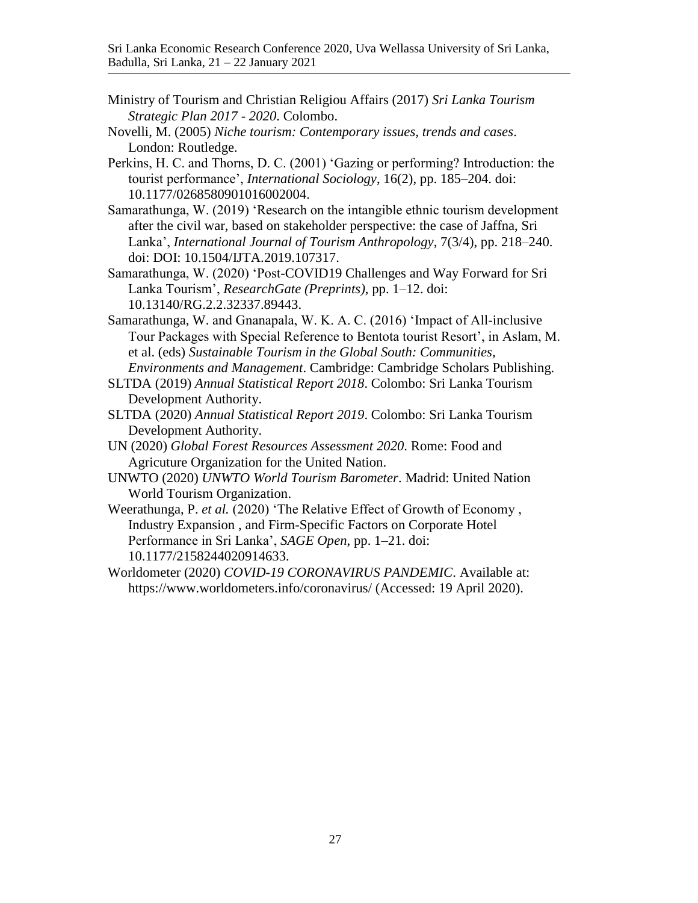Ministry of Tourism and Christian Religiou Affairs (2017) *Sri Lanka Tourism Strategic Plan 2017 - 2020*. Colombo.

Novelli, M. (2005) *Niche tourism: Contemporary issues, trends and cases*. London: Routledge.

Perkins, H. C. and Thorns, D. C. (2001) 'Gazing or performing? Introduction: the tourist performance', *International Sociology*, 16(2), pp. 185–204. doi: 10.1177/0268580901016002004.

Samarathunga, W. (2019) 'Research on the intangible ethnic tourism development after the civil war, based on stakeholder perspective: the case of Jaffna, Sri Lanka', *International Journal of Tourism Anthropology*, 7(3/4), pp. 218–240. doi: DOI: 10.1504/IJTA.2019.107317.

Samarathunga, W. (2020) 'Post-COVID19 Challenges and Way Forward for Sri Lanka Tourism', *ResearchGate (Preprints)*, pp. 1–12. doi: 10.13140/RG.2.2.32337.89443.

Samarathunga, W. and Gnanapala, W. K. A. C. (2016) 'Impact of All-inclusive Tour Packages with Special Reference to Bentota tourist Resort', in Aslam, M. et al. (eds) *Sustainable Tourism in the Global South: Communities, Environments and Management*. Cambridge: Cambridge Scholars Publishing.

SLTDA (2019) *Annual Statistical Report 2018*. Colombo: Sri Lanka Tourism Development Authority.

SLTDA (2020) *Annual Statistical Report 2019*. Colombo: Sri Lanka Tourism Development Authority.

UN (2020) *Global Forest Resources Assessment 2020*. Rome: Food and Agricuture Organization for the United Nation.

UNWTO (2020) *UNWTO World Tourism Barometer*. Madrid: United Nation World Tourism Organization.

Weerathunga, P. *et al.* (2020) 'The Relative Effect of Growth of Economy , Industry Expansion , and Firm-Specific Factors on Corporate Hotel Performance in Sri Lanka', *SAGE Open*, pp. 1–21. doi: 10.1177/2158244020914633.

Worldometer (2020) *COVID-19 CORONAVIRUS PANDEMIC*. Available at: https://www.worldometers.info/coronavirus/ (Accessed: 19 April 2020).